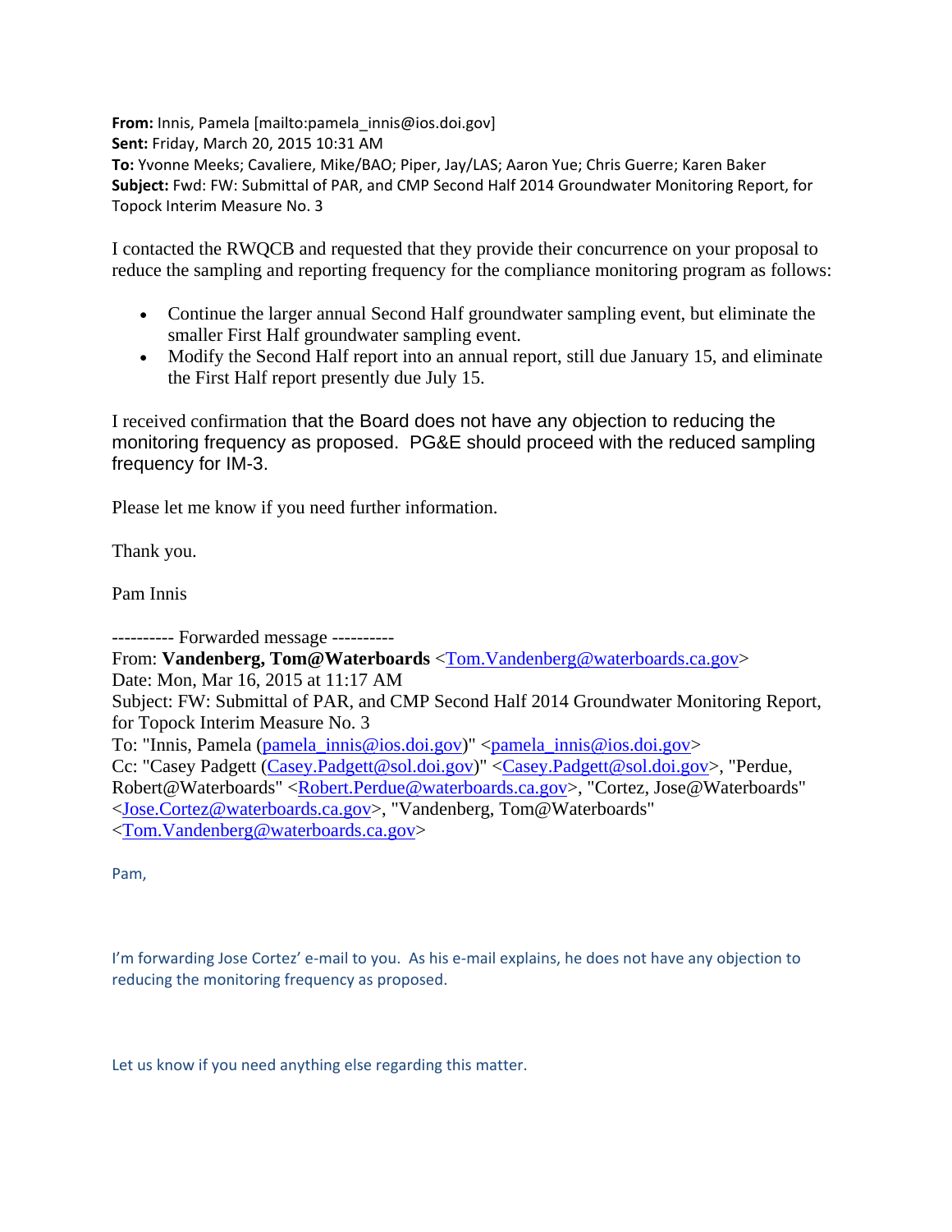**From:** Innis, Pamela [mailto:pamela_innis@ios.doi.gov]
**Sent:** Friday, March 20, 2015 10:31 AM
**To:** Yvonne Meeks; Cavaliere, Mike/BAO; Piper, Jay/LAS; Aaron Yue; Chris Guerre; Karen Baker
**Subject:** Fwd: FW: Submittal of PAR, and CMP Second Half 2014 Groundwater Monitoring Report, for Topock Interim Measure No. 3

I contacted the RWQCB and requested that they provide their concurrence on your proposal to reduce the sampling and reporting frequency for the compliance monitoring program as follows:

- Continue the larger annual Second Half groundwater sampling event, but eliminate the smaller First Half groundwater sampling event.
- Modify the Second Half report into an annual report, still due January 15, and eliminate the First Half report presently due July 15.

I received confirmation that the Board does not have any objection to reducing the monitoring frequency as proposed. PG&E should proceed with the reduced sampling frequency for IM-3.

Please let me know if you need further information.

Thank you.

Pam Innis

---------- Forwarded message ----------
From: **Vandenberg, Tom@Waterboards** <Tom.Vandenberg@waterboards.ca.gov>
Date: Mon, Mar 16, 2015 at 11:17 AM
Subject: FW: Submittal of PAR, and CMP Second Half 2014 Groundwater Monitoring Report, for Topock Interim Measure No. 3
To: "Innis, Pamela (pamela_innis@ios.doi.gov)" <pamela_innis@ios.doi.gov>
Cc: "Casey Padgett (Casey.Padgett@sol.doi.gov)" <Casey.Padgett@sol.doi.gov>, "Perdue, Robert@Waterboards" <Robert.Perdue@waterboards.ca.gov>, "Cortez, Jose@Waterboards" <Jose.Cortez@waterboards.ca.gov>, "Vandenberg, Tom@Waterboards" <Tom.Vandenberg@waterboards.ca.gov>

Pam,

I'm forwarding Jose Cortez' e-mail to you. As his e-mail explains, he does not have any objection to reducing the monitoring frequency as proposed.

Let us know if you need anything else regarding this matter.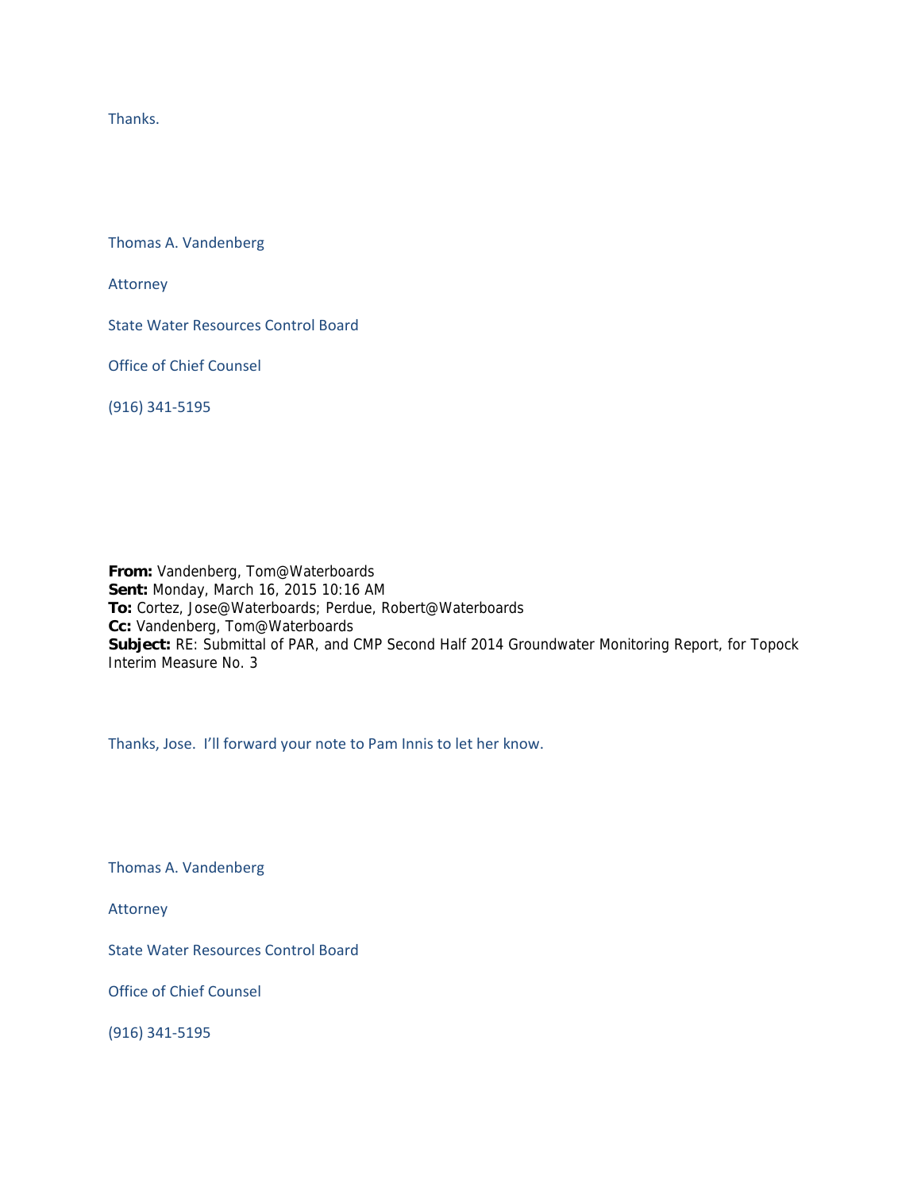Thanks.

Thomas A. Vandenberg

Attorney

State Water Resources Control Board

Office of Chief Counsel

(916) 341-5195

**From:** Vandenberg, Tom@Waterboards
**Sent:** Monday, March 16, 2015 10:16 AM
**To:** Cortez, Jose@Waterboards; Perdue, Robert@Waterboards
**Cc:** Vandenberg, Tom@Waterboards
**Subject:** RE: Submittal of PAR, and CMP Second Half 2014 Groundwater Monitoring Report, for Topock Interim Measure No. 3

Thanks, Jose. I'll forward your note to Pam Innis to let her know.

Thomas A. Vandenberg

Attorney

State Water Resources Control Board

Office of Chief Counsel

(916) 341-5195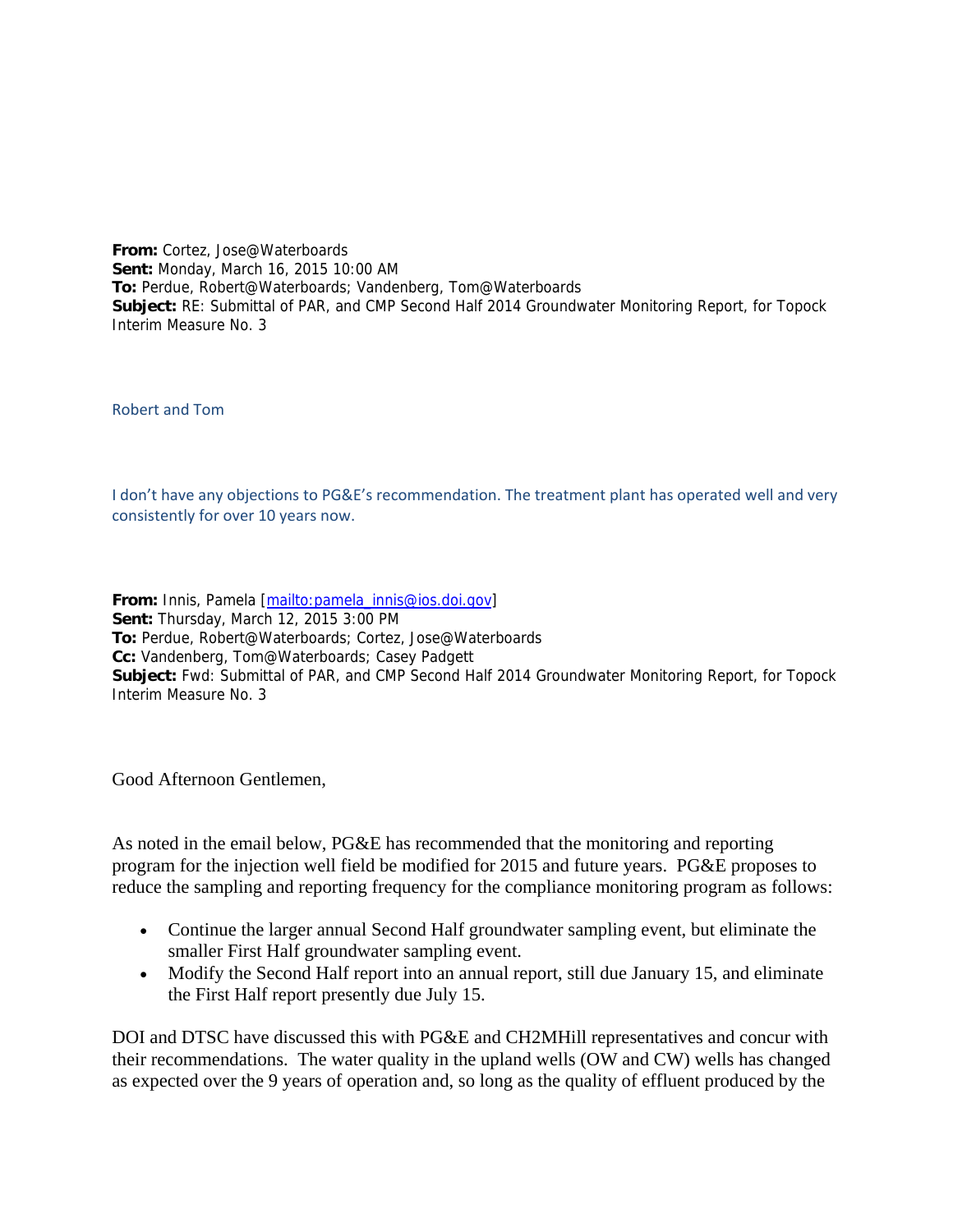**From:** Cortez, Jose@Waterboards
**Sent:** Monday, March 16, 2015 10:00 AM
**To:** Perdue, Robert@Waterboards; Vandenberg, Tom@Waterboards
**Subject:** RE: Submittal of PAR, and CMP Second Half 2014 Groundwater Monitoring Report, for Topock Interim Measure No. 3

Robert and Tom

I don't have any objections to PG&E's recommendation. The treatment plant has operated well and very consistently for over 10 years now.

**From:** Innis, Pamela [mailto:pamela_innis@ios.doi.gov]
**Sent:** Thursday, March 12, 2015 3:00 PM
**To:** Perdue, Robert@Waterboards; Cortez, Jose@Waterboards
**Cc:** Vandenberg, Tom@Waterboards; Casey Padgett
**Subject:** Fwd: Submittal of PAR, and CMP Second Half 2014 Groundwater Monitoring Report, for Topock Interim Measure No. 3

Good Afternoon Gentlemen,

As noted in the email below, PG&E has recommended that the monitoring and reporting program for the injection well field be modified for 2015 and future years. PG&E proposes to reduce the sampling and reporting frequency for the compliance monitoring program as follows:

- Continue the larger annual Second Half groundwater sampling event, but eliminate the smaller First Half groundwater sampling event.
- Modify the Second Half report into an annual report, still due January 15, and eliminate the First Half report presently due July 15.

DOI and DTSC have discussed this with PG&E and CH2MHill representatives and concur with their recommendations. The water quality in the upland wells (OW and CW) wells has changed as expected over the 9 years of operation and, so long as the quality of effluent produced by the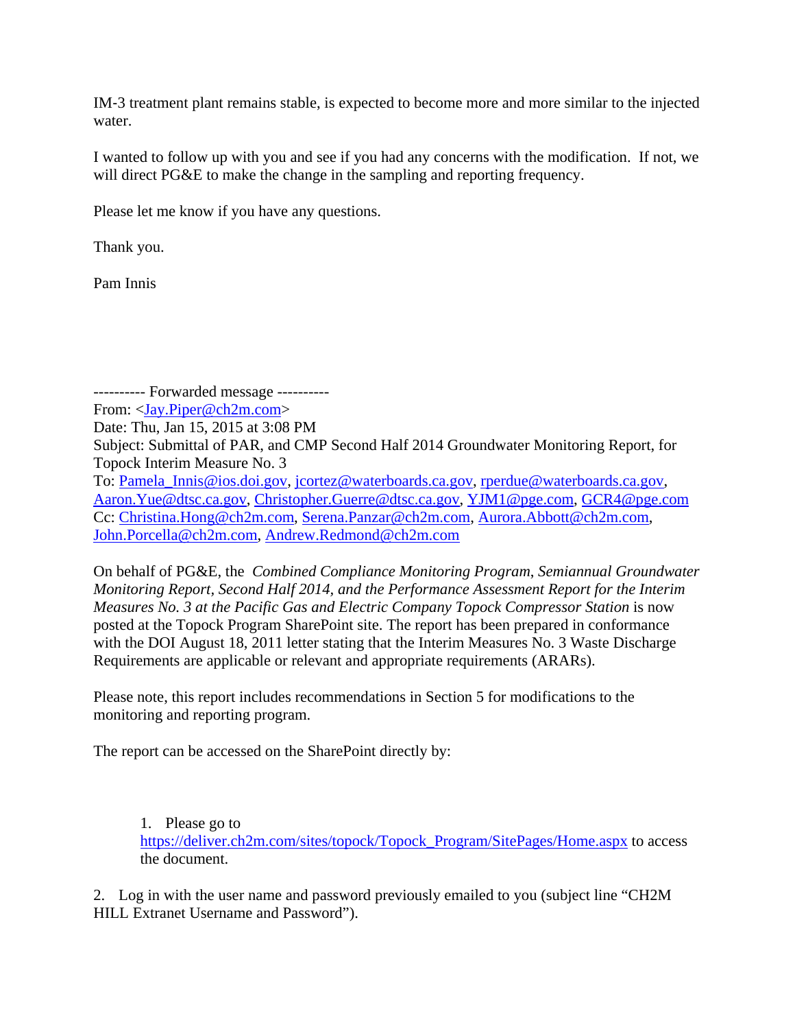IM-3 treatment plant remains stable, is expected to become more and more similar to the injected water.

I wanted to follow up with you and see if you had any concerns with the modification. If not, we will direct PG&E to make the change in the sampling and reporting frequency.

Please let me know if you have any questions.

Thank you.

Pam Innis

---------- Forwarded message ----------
From: <Jay.Piper@ch2m.com>
Date: Thu, Jan 15, 2015 at 3:08 PM
Subject: Submittal of PAR, and CMP Second Half 2014 Groundwater Monitoring Report, for Topock Interim Measure No. 3
To: Pamela_Innis@ios.doi.gov, jcortez@waterboards.ca.gov, rperdue@waterboards.ca.gov, Aaron.Yue@dtsc.ca.gov, Christopher.Guerre@dtsc.ca.gov, YJM1@pge.com, GCR4@pge.com
Cc: Christina.Hong@ch2m.com, Serena.Panzar@ch2m.com, Aurora.Abbott@ch2m.com, John.Porcella@ch2m.com, Andrew.Redmond@ch2m.com

On behalf of PG&E, the *Combined Compliance Monitoring Program, Semiannual Groundwater Monitoring Report, Second Half 2014, and the Performance Assessment Report for the Interim Measures No. 3 at the Pacific Gas and Electric Company Topock Compressor Station* is now posted at the Topock Program SharePoint site. The report has been prepared in conformance with the DOI August 18, 2011 letter stating that the Interim Measures No. 3 Waste Discharge Requirements are applicable or relevant and appropriate requirements (ARARs).

Please note, this report includes recommendations in Section 5 for modifications to the monitoring and reporting program.

The report can be accessed on the SharePoint directly by:

1. Please go to https://deliver.ch2m.com/sites/topock/Topock_Program/SitePages/Home.aspx to access the document.

2. Log in with the user name and password previously emailed to you (subject line "CH2M HILL Extranet Username and Password").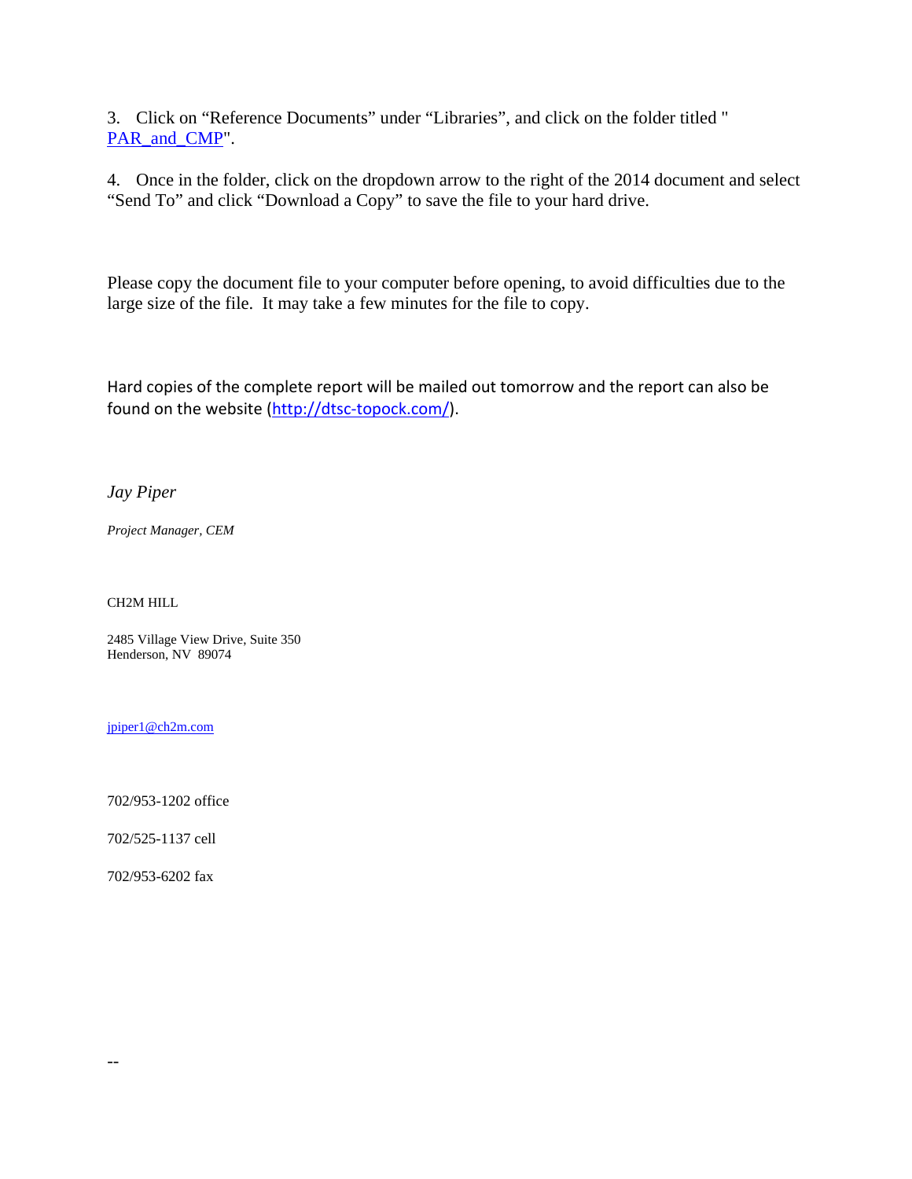3. Click on “Reference Documents” under “Libraries”, and click on the folder titled "PAR_and_CMP".

4. Once in the folder, click on the dropdown arrow to the right of the 2014 document and select “Send To” and click “Download a Copy” to save the file to your hard drive.

Please copy the document file to your computer before opening, to avoid difficulties due to the large size of the file. It may take a few minutes for the file to copy.

Hard copies of the complete report will be mailed out tomorrow and the report can also be found on the website (http://dtsc-topock.com/).

*Jay Piper*

*Project Manager, CEM*

CH2M HILL

2485 Village View Drive, Suite 350
Henderson, NV 89074

jpiper1@ch2m.com

702/953-1202 office

702/525-1137 cell

702/953-6202 fax

--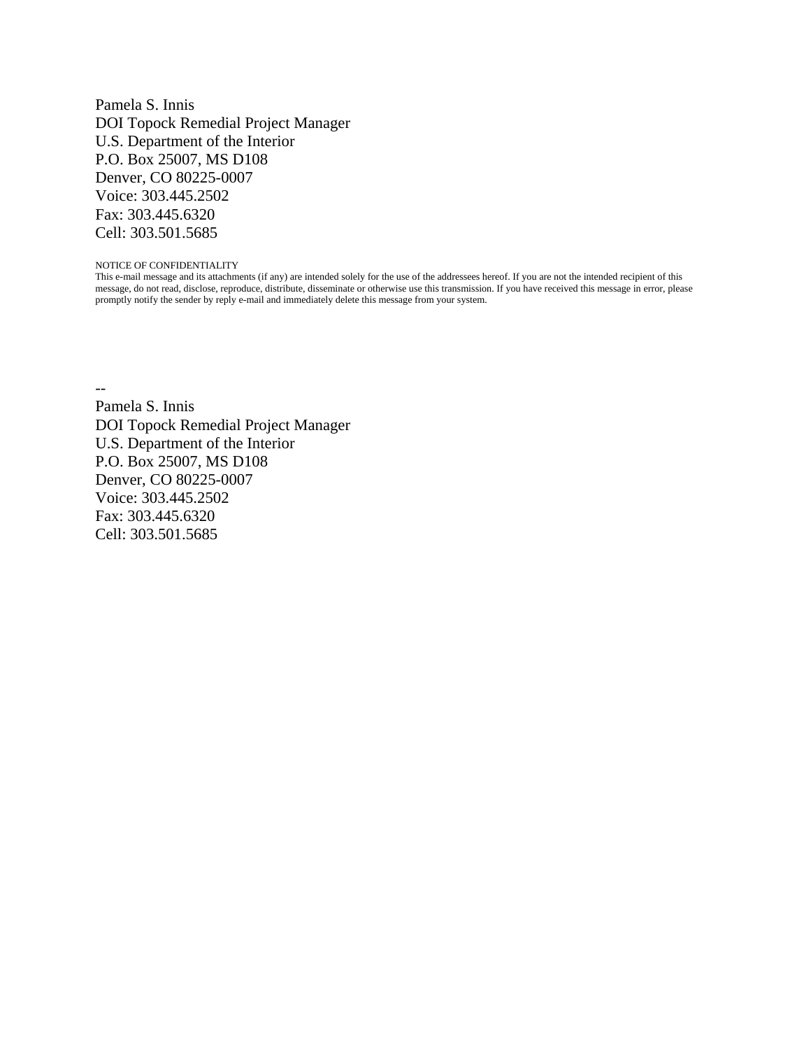Pamela S. Innis
DOI Topock Remedial Project Manager
U.S. Department of the Interior
P.O. Box 25007, MS D108
Denver, CO 80225-0007
Voice: 303.445.2502
Fax: 303.445.6320
Cell: 303.501.5685

NOTICE OF CONFIDENTIALITY
This e-mail message and its attachments (if any) are intended solely for the use of the addressees hereof. If you are not the intended recipient of this message, do not read, disclose, reproduce, distribute, disseminate or otherwise use this transmission. If you have received this message in error, please promptly notify the sender by reply e-mail and immediately delete this message from your system.

--
Pamela S. Innis
DOI Topock Remedial Project Manager
U.S. Department of the Interior
P.O. Box 25007, MS D108
Denver, CO 80225-0007
Voice: 303.445.2502
Fax: 303.445.6320
Cell: 303.501.5685